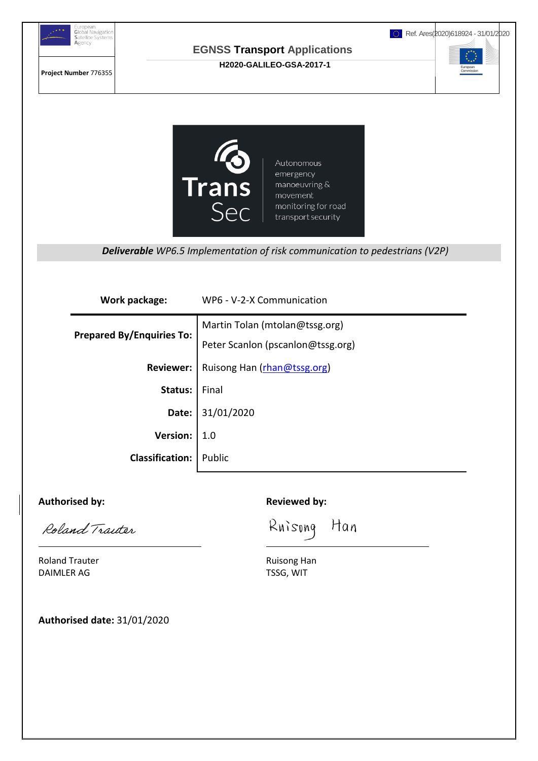European Global Navigation Satellite Systems Agency

Ref. Ares(2020)618924 - 31/01/2020

**EGNSS Transport Applications**

**H2020-GALILEO-GSA-2017-1**

**Project Number** 776355

European Commission

Trans Sec

Autonomous emergency manoeuvring & movement monitoring for road transport security

***Deliverable*** *WP6.5 Implementation of risk communication to pedestrians (V2P)*

| **Work package:** | WP6 - V-2-X Communication |
|---|---|
| **Prepared By/Enquiries To:** | Martin Tolan (mtolan@tssg.org) |
| | Peter Scanlon (pscanlon@tssg.org) |
| **Reviewer:** | Ruisong Han (rhan@tssg.org) |
| **Status:** | Final |
| **Date:** | 31/01/2020 |
| **Version:** | 1.0 |
| **Classification:** | Public |

**Authorised by:**

Roland Trauter

Roland Trauter
DAIMLER AG

**Reviewed by:**

Ruisong Han

Ruisong Han
TSSG, WIT

**Authorised date:** 31/01/2020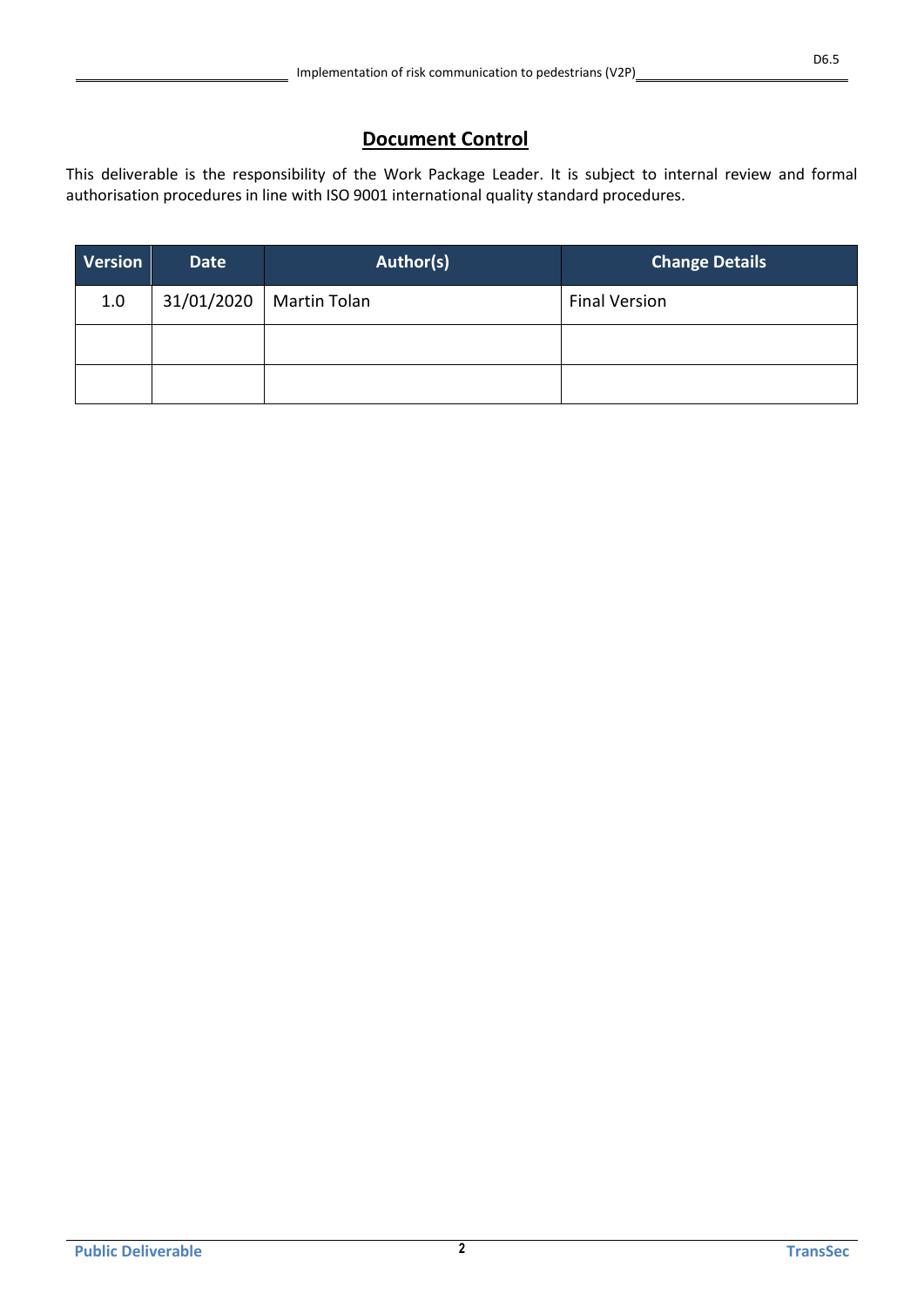# Document Control

This deliverable is the responsibility of the Work Package Leader. It is subject to internal review and formal authorisation procedures in line with ISO 9001 international quality standard procedures.

| Version | Date | Author(s) | Change Details |
|---|---|---|---|
| 1.0 | 31/01/2020 | Martin Tolan | Final Version |
| | | | |
| | | | |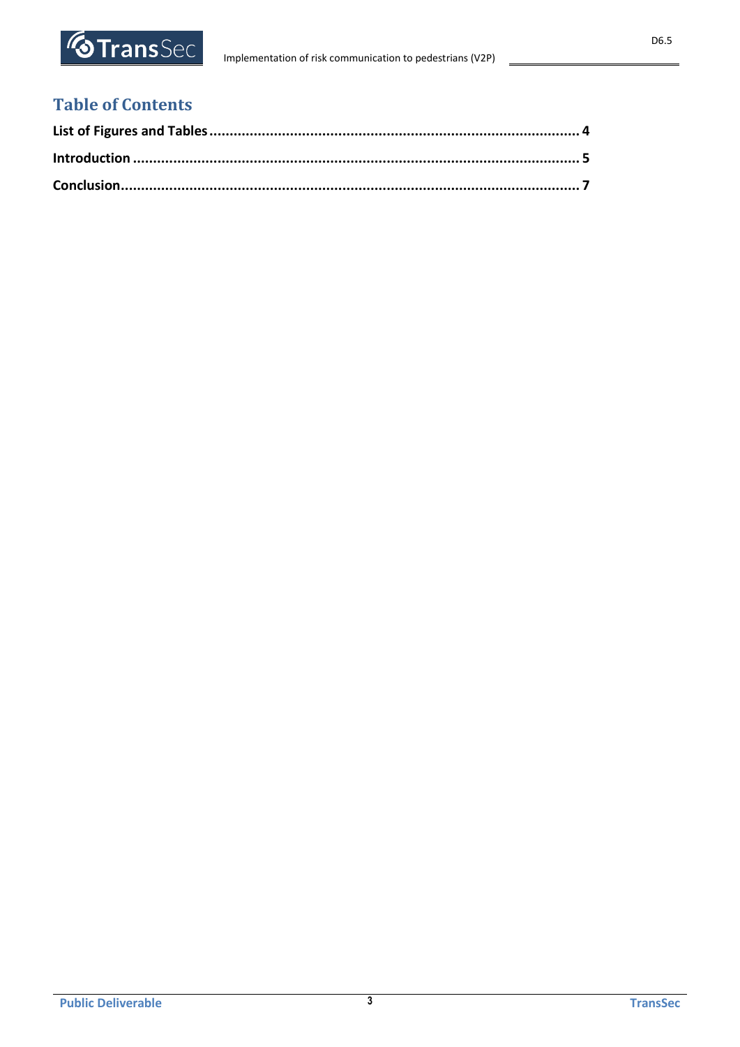# Table of Contents

**List of Figures and Tables** ........................................................................................ **4**

**Introduction** .............................................................................................................. **5**

**Conclusion** ................................................................................................................ **7**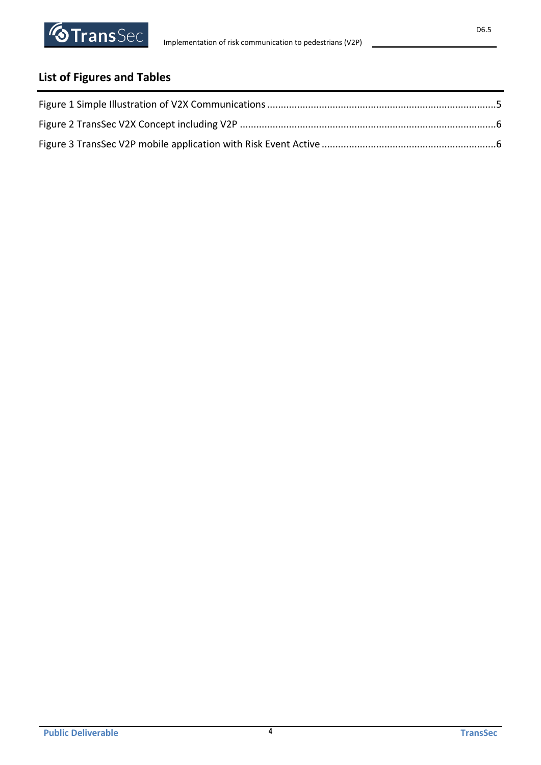## List of Figures and Tables

Figure 1 Simple Illustration of V2X Communications ....................................................................................5

Figure 2 TransSec V2X Concept including V2P .............................................................................................6

Figure 3 TransSec V2P mobile application with Risk Event Active ...............................................................6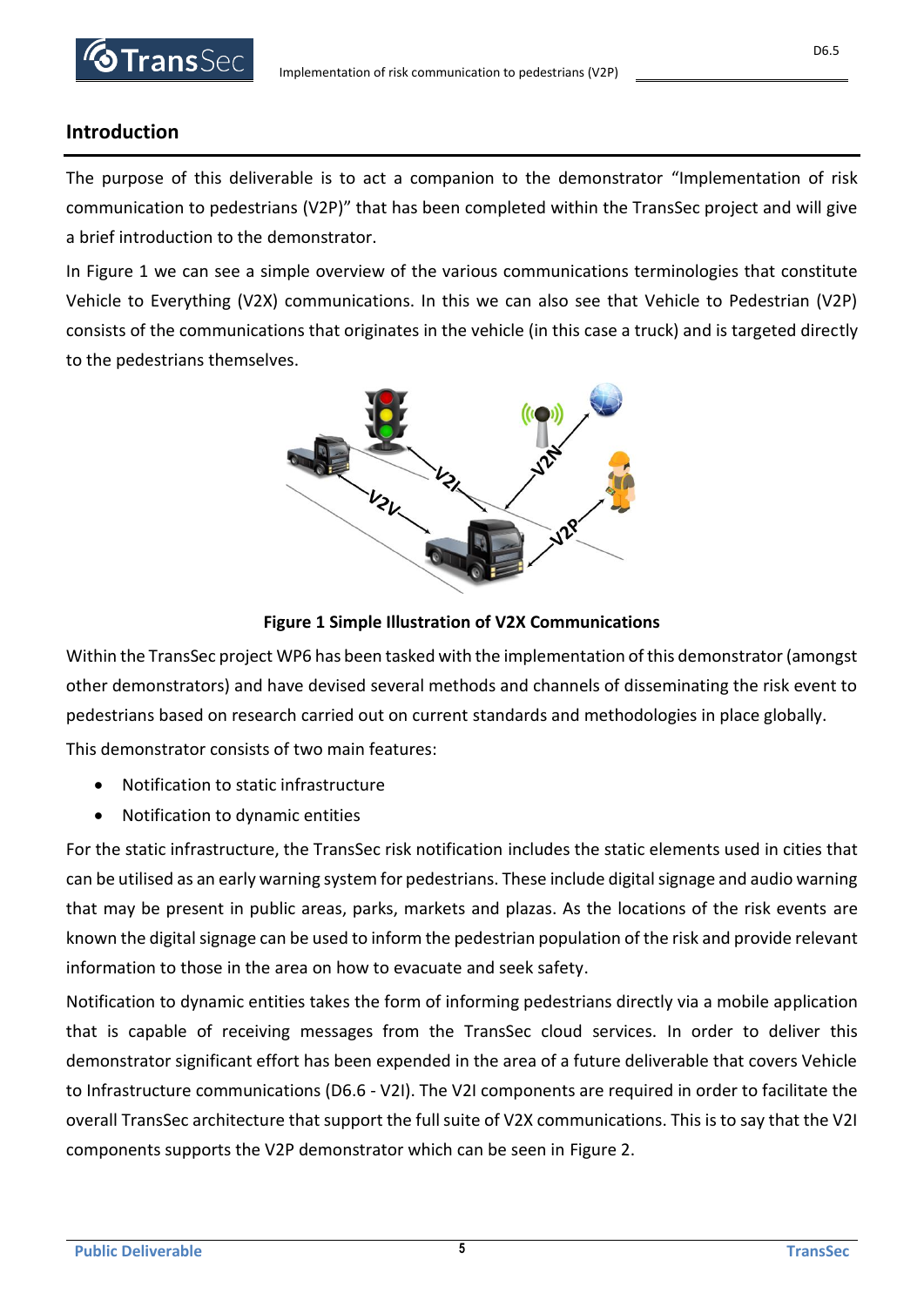## Introduction

The purpose of this deliverable is to act a companion to the demonstrator "Implementation of risk communication to pedestrians (V2P)" that has been completed within the TransSec project and will give a brief introduction to the demonstrator.

In Figure 1 we can see a simple overview of the various communications terminologies that constitute Vehicle to Everything (V2X) communications. In this we can also see that Vehicle to Pedestrian (V2P) consists of the communications that originates in the vehicle (in this case a truck) and is targeted directly to the pedestrians themselves.

**Figure 1 Simple Illustration of V2X Communications**

Within the TransSec project WP6 has been tasked with the implementation of this demonstrator (amongst other demonstrators) and have devised several methods and channels of disseminating the risk event to pedestrians based on research carried out on current standards and methodologies in place globally.

This demonstrator consists of two main features:

- Notification to static infrastructure
- Notification to dynamic entities

For the static infrastructure, the TransSec risk notification includes the static elements used in cities that can be utilised as an early warning system for pedestrians. These include digital signage and audio warning that may be present in public areas, parks, markets and plazas. As the locations of the risk events are known the digital signage can be used to inform the pedestrian population of the risk and provide relevant information to those in the area on how to evacuate and seek safety.

Notification to dynamic entities takes the form of informing pedestrians directly via a mobile application that is capable of receiving messages from the TransSec cloud services. In order to deliver this demonstrator significant effort has been expended in the area of a future deliverable that covers Vehicle to Infrastructure communications (D6.6 - V2I). The V2I components are required in order to facilitate the overall TransSec architecture that support the full suite of V2X communications. This is to say that the V2I components supports the V2P demonstrator which can be seen in Figure 2.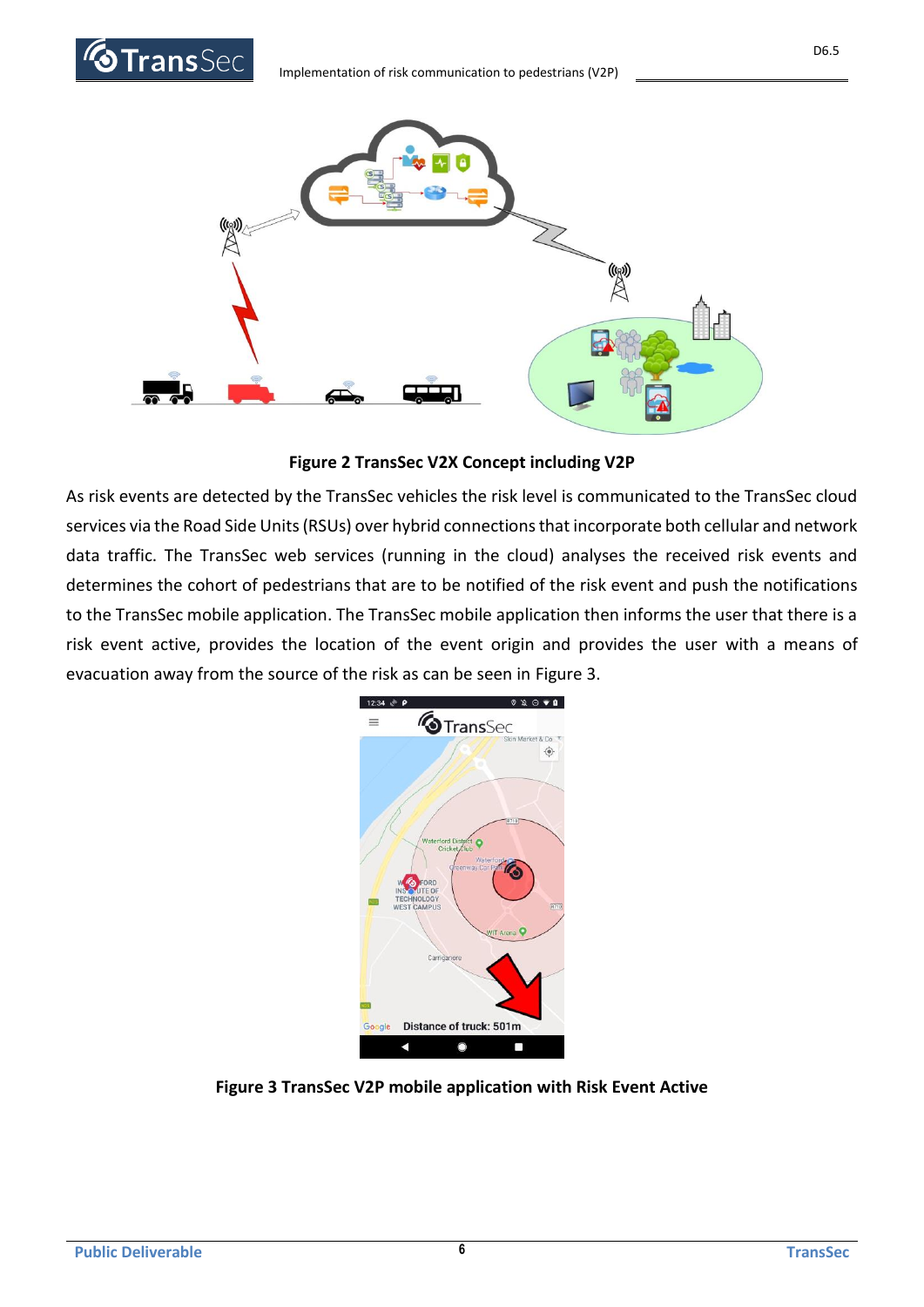Figure 2 TransSec V2X Concept including V2P

As risk events are detected by the TransSec vehicles the risk level is communicated to the TransSec cloud services via the Road Side Units (RSUs) over hybrid connections that incorporate both cellular and network data traffic. The TransSec web services (running in the cloud) analyses the received risk events and determines the cohort of pedestrians that are to be notified of the risk event and push the notifications to the TransSec mobile application. The TransSec mobile application then informs the user that there is a risk event active, provides the location of the event origin and provides the user with a means of evacuation away from the source of the risk as can be seen in Figure 3.

Figure 3 TransSec V2P mobile application with Risk Event Active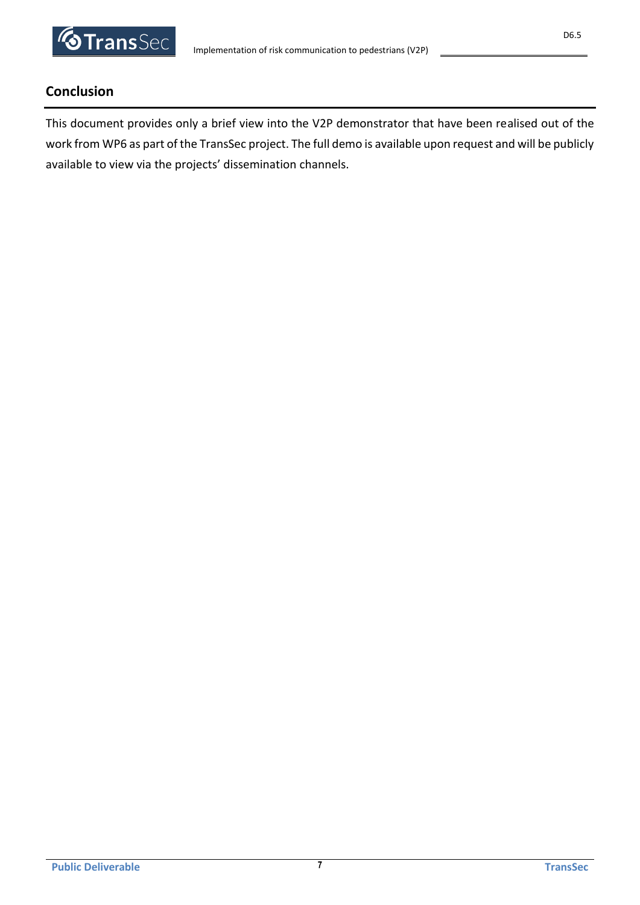## Conclusion

This document provides only a brief view into the V2P demonstrator that have been realised out of the work from WP6 as part of the TransSec project. The full demo is available upon request and will be publicly available to view via the projects' dissemination channels.